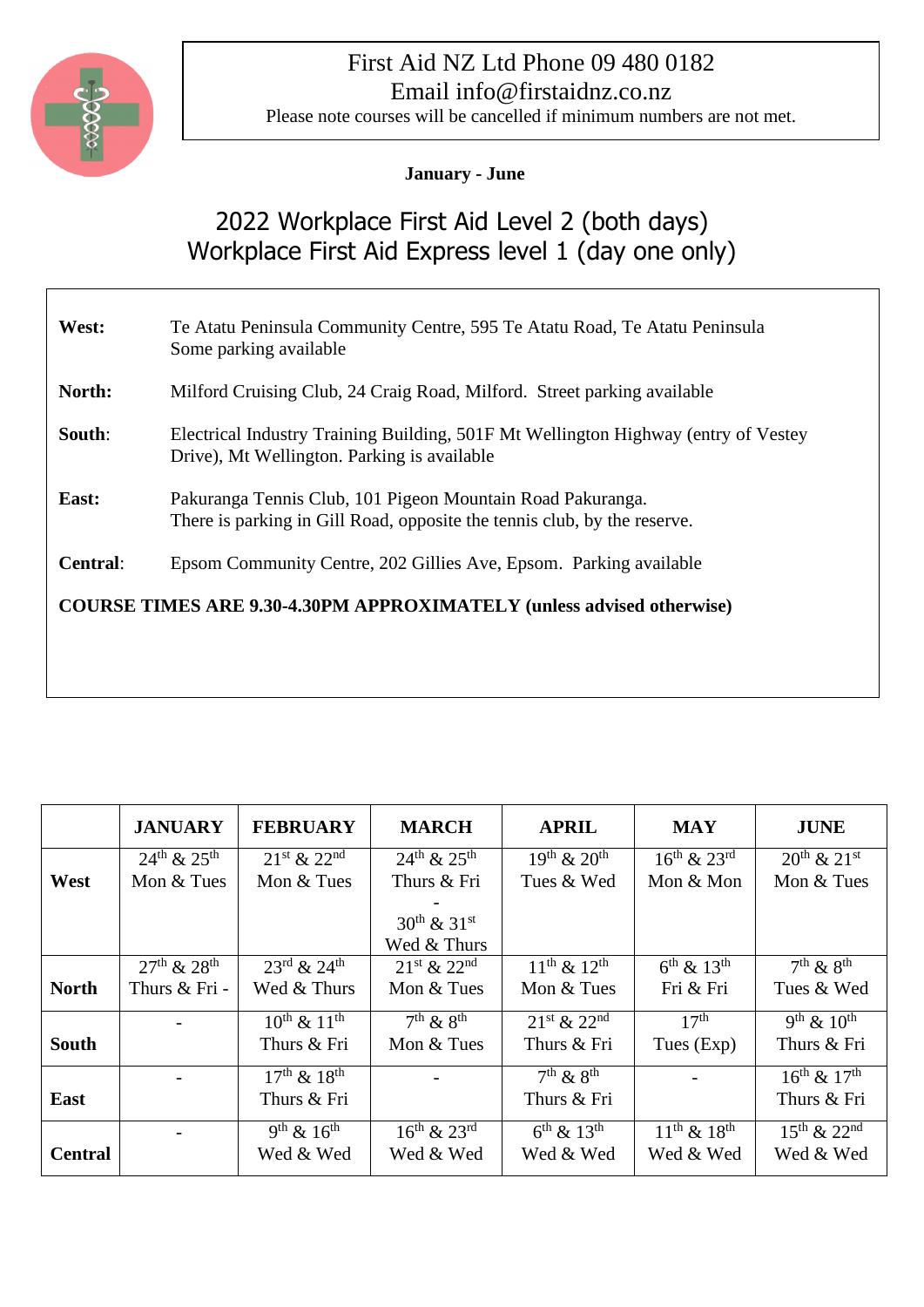First Aid NZ Ltd Phone 09 480 0182
Email info@firstaidnz.co.nz
Please note courses will be cancelled if minimum numbers are not met.

**January - June**

# 2022 Workplace First Aid Level 2 (both days)
# Workplace First Aid Express level 1 (day one only)

**West:** Te Atatu Peninsula Community Centre, 595 Te Atatu Road, Te Atatu Peninsula
Some parking available

**North:** Milford Cruising Club, 24 Craig Road, Milford. Street parking available

**South:** Electrical Industry Training Building, 501F Mt Wellington Highway (entry of Vestey Drive), Mt Wellington. Parking is available

**East:** Pakuranga Tennis Club, 101 Pigeon Mountain Road Pakuranga.
There is parking in Gill Road, opposite the tennis club, by the reserve.

**Central:** Epsom Community Centre, 202 Gillies Ave, Epsom. Parking available

**COURSE TIMES ARE 9.30-4.30PM APPROXIMATELY (unless advised otherwise)**

| | JANUARY | FEBRUARY | MARCH | APRIL | MAY | JUNE |
|---|---|---|---|---|---|---|
| **West** | 24th & 25th Mon & Tues | 21st & 22nd Mon & Tues | 24th & 25th Thurs & Fri - 30th & 31st Wed & Thurs | 19th & 20th Tues & Wed | 16th & 23rd Mon & Mon | 20th & 21st Mon & Tues |
| **North** | 27th & 28th Thurs & Fri - | 23rd & 24th Wed & Thurs | 21st & 22nd Mon & Tues | 11th & 12th Mon & Tues | 6th & 13th Fri & Fri | 7th & 8th Tues & Wed |
| **South** | - | 10th & 11th Thurs & Fri | 7th & 8th Mon & Tues | 21st & 22nd Thurs & Fri | 17th Tues (Exp) | 9th & 10th Thurs & Fri |
| **East** | - | 17th & 18th Thurs & Fri | - | 7th & 8th Thurs & Fri | - | 16th & 17th Thurs & Fri |
| **Central** | - | 9th & 16th Wed & Wed | 16th & 23rd Wed & Wed | 6th & 13th Wed & Wed | 11th & 18th Wed & Wed | 15th & 22nd Wed & Wed |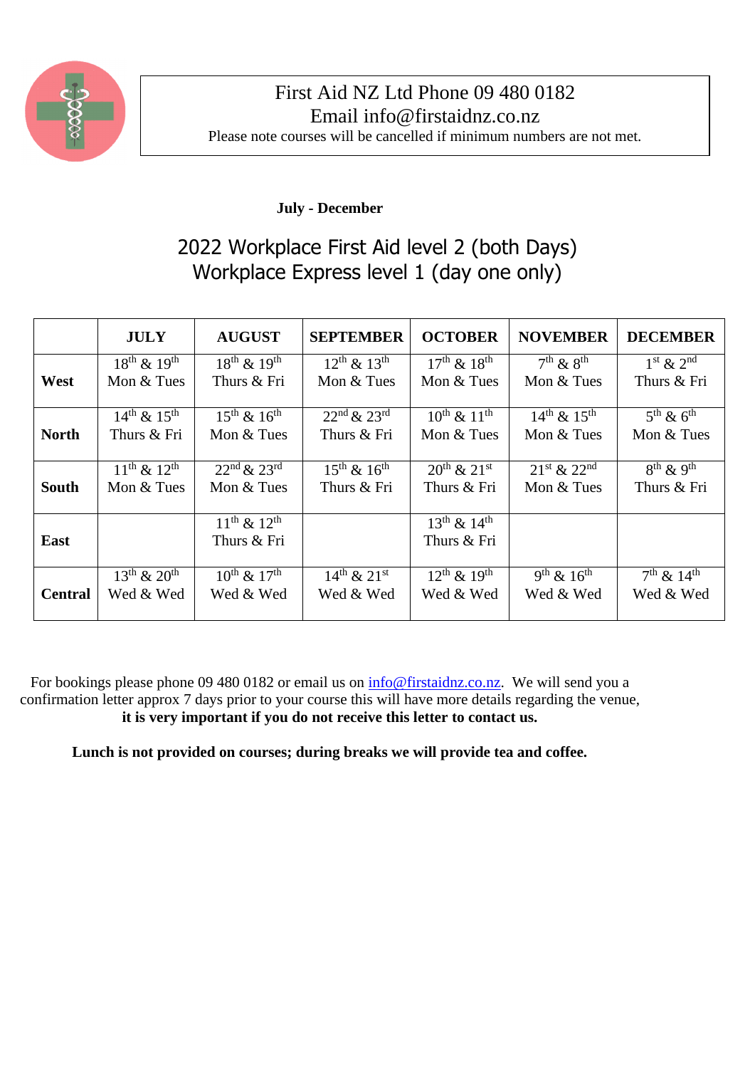First Aid NZ Ltd Phone 09 480 0182
Email info@firstaidnz.co.nz
Please note courses will be cancelled if minimum numbers are not met.

**July - December**

# 2022 Workplace First Aid level 2 (both Days)
# Workplace Express level 1 (day one only)

| | JULY | AUGUST | SEPTEMBER | OCTOBER | NOVEMBER | DECEMBER |
|---|---|---|---|---|---|---|
| **West** | 18th & 19th Mon & Tues | 18th & 19th Thurs & Fri | 12th & 13th Mon & Tues | 17th & 18th Mon & Tues | 7th & 8th Mon & Tues | 1st & 2nd Thurs & Fri |
| **North** | 14th & 15th Thurs & Fri | 15th & 16th Mon & Tues | 22nd & 23rd Thurs & Fri | 10th & 11th Mon & Tues | 14th & 15th Mon & Tues | 5th & 6th Mon & Tues |
| **South** | 11th & 12th Mon & Tues | 22nd & 23rd Mon & Tues | 15th & 16th Thurs & Fri | 20th & 21st Thurs & Fri | 21st & 22nd Mon & Tues | 8th & 9th Thurs & Fri |
| **East** | | 11th & 12th Thurs & Fri | | 13th & 14th Thurs & Fri | | |
| **Central** | 13th & 20th Wed & Wed | 10th & 17th Wed & Wed | 14th & 21st Wed & Wed | 12th & 19th Wed & Wed | 9th & 16th Wed & Wed | 7th & 14th Wed & Wed |

For bookings please phone 09 480 0182 or email us on info@firstaidnz.co.nz. We will send you a confirmation letter approx 7 days prior to your course this will have more details regarding the venue, **it is very important if you do not receive this letter to contact us.**

**Lunch is not provided on courses; during breaks we will provide tea and coffee.**